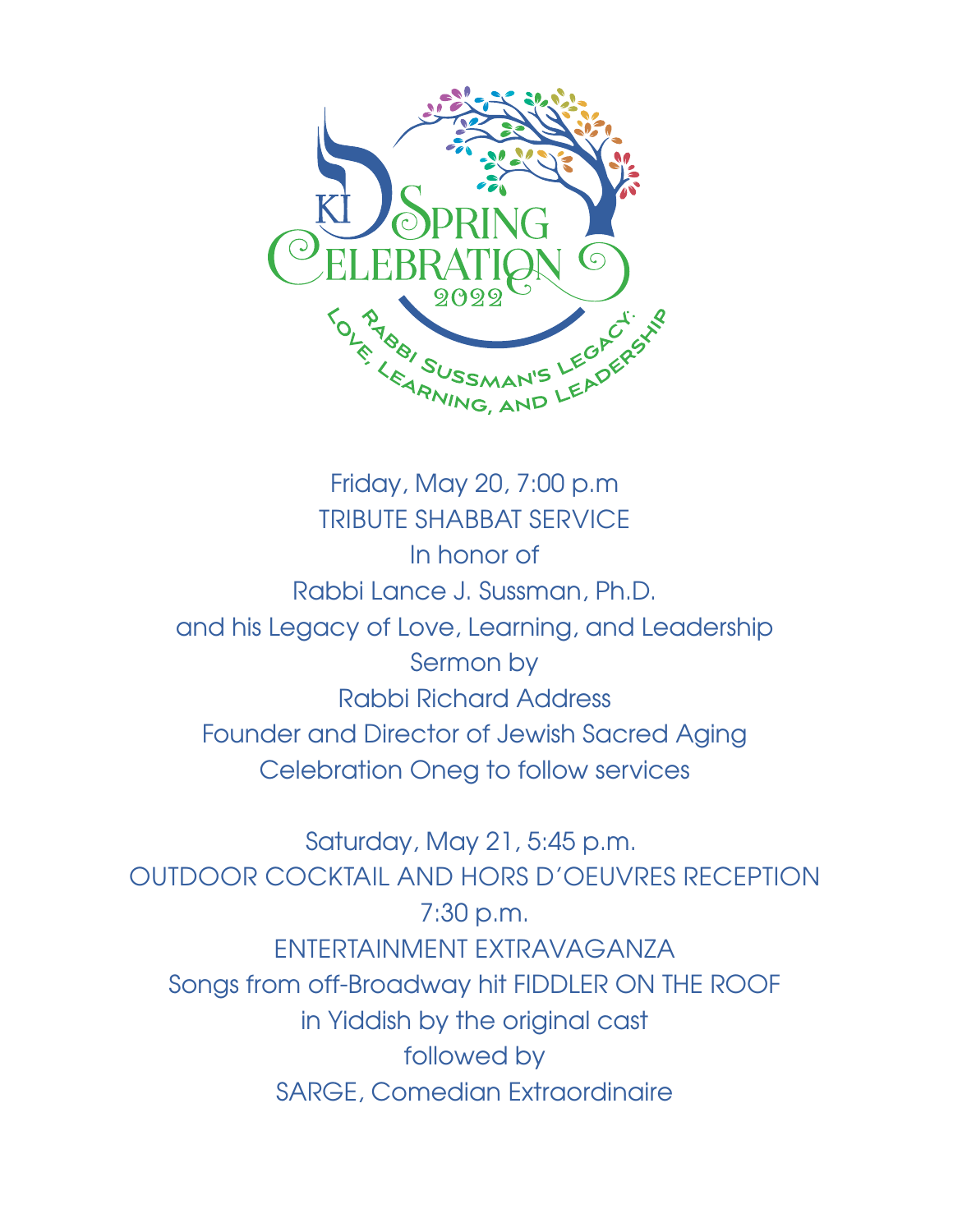KI Spring Celebration 2022

Rabbi Sussman's Legacy: Love, Learning, and Leadership

Friday, May 20, 7:00 p.m

TRIBUTE SHABBAT SERVICE

In honor of

Rabbi Lance J. Sussman, Ph.D.

and his Legacy of Love, Learning, and Leadership

Sermon by

Rabbi Richard Address

Founder and Director of Jewish Sacred Aging

Celebration Oneg to follow services

Saturday, May 21, 5:45 p.m.

OUTDOOR COCKTAIL AND HORS D'OEUVRES RECEPTION

7:30 p.m.

ENTERTAINMENT EXTRAVAGANZA

Songs from off-Broadway hit FIDDLER ON THE ROOF

in Yiddish by the original cast

followed by

SARGE, Comedian Extraordinaire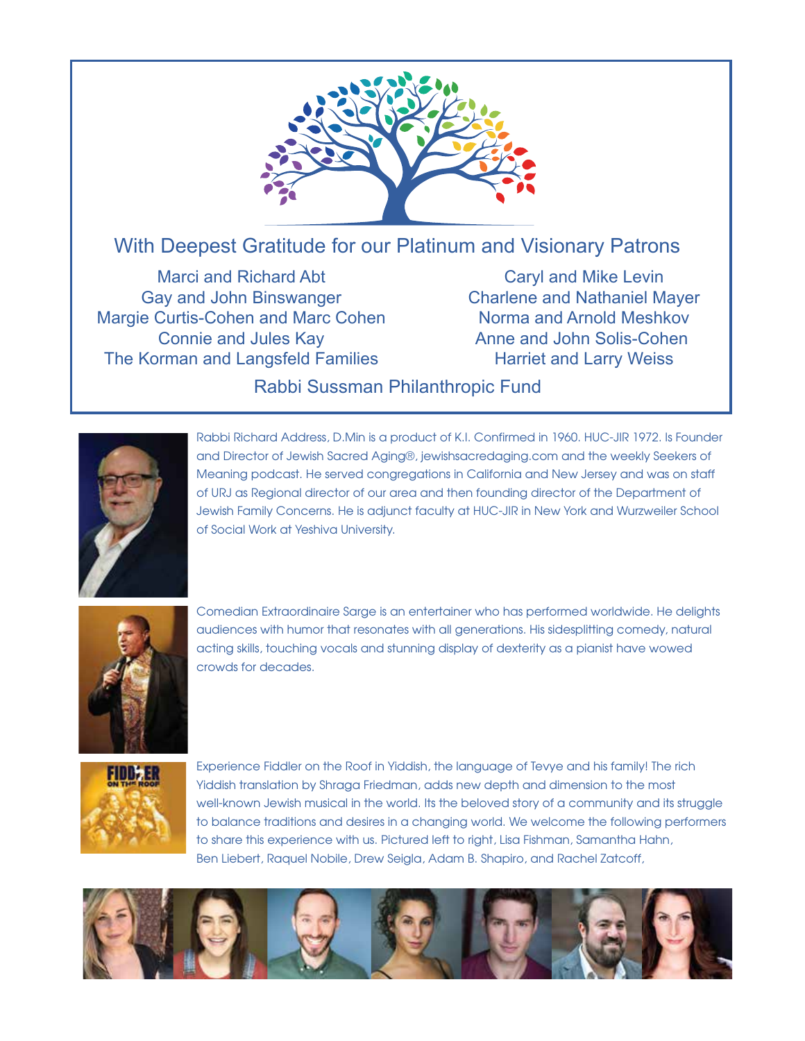## With Deepest Gratitude for our Platinum and Visionary Patrons

Marci and Richard Abt
Gay and John Binswanger
Margie Curtis-Cohen and Marc Cohen
Connie and Jules Kay
The Korman and Langsfeld Families

Caryl and Mike Levin
Charlene and Nathaniel Mayer
Norma and Arnold Meshkov
Anne and John Solis-Cohen
Harriet and Larry Weiss

Rabbi Sussman Philanthropic Fund

Rabbi Richard Address, D.Min is a product of K.I. Confirmed in 1960. HUC-JIR 1972. Is Founder and Director of Jewish Sacred Aging®, jewishsacredaging.com and the weekly Seekers of Meaning podcast. He served congregations in California and New Jersey and was on staff of URJ as Regional director of our area and then founding director of the Department of Jewish Family Concerns. He is adjunct faculty at HUC-JIR in New York and Wurzweiler School of Social Work at Yeshiva University.

Comedian Extraordinaire Sarge is an entertainer who has performed worldwide. He delights audiences with humor that resonates with all generations. His sidesplitting comedy, natural acting skills, touching vocals and stunning display of dexterity as a pianist have wowed crowds for decades.

Experience Fiddler on the Roof in Yiddish, the language of Tevye and his family! The rich Yiddish translation by Shraga Friedman, adds new depth and dimension to the most well-known Jewish musical in the world. Its the beloved story of a community and its struggle to balance traditions and desires in a changing world. We welcome the following performers to share this experience with us. Pictured left to right, Lisa Fishman, Samantha Hahn, Ben Liebert, Raquel Nobile, Drew Seigla, Adam B. Shapiro, and Rachel Zatcoff,